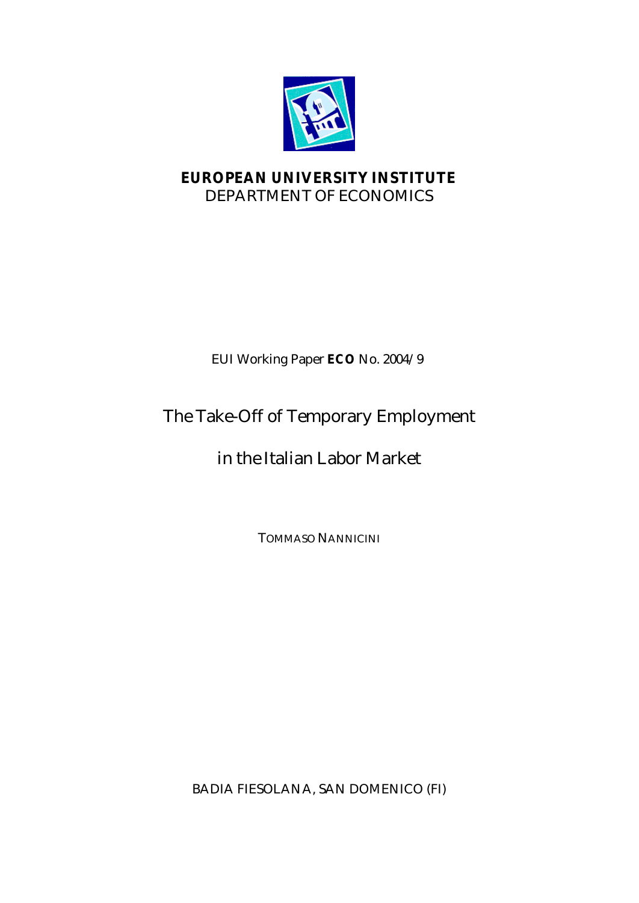**EUROPEAN UNIVERSITY INSTITUTE**
DEPARTMENT OF ECONOMICS

EUI Working Paper **ECO** No. 2004/9

# The Take-Off of Temporary Employment in the Italian Labor Market

TOMMASO NANNICINI

BADIA FIESOLANA, SAN DOMENICO (FI)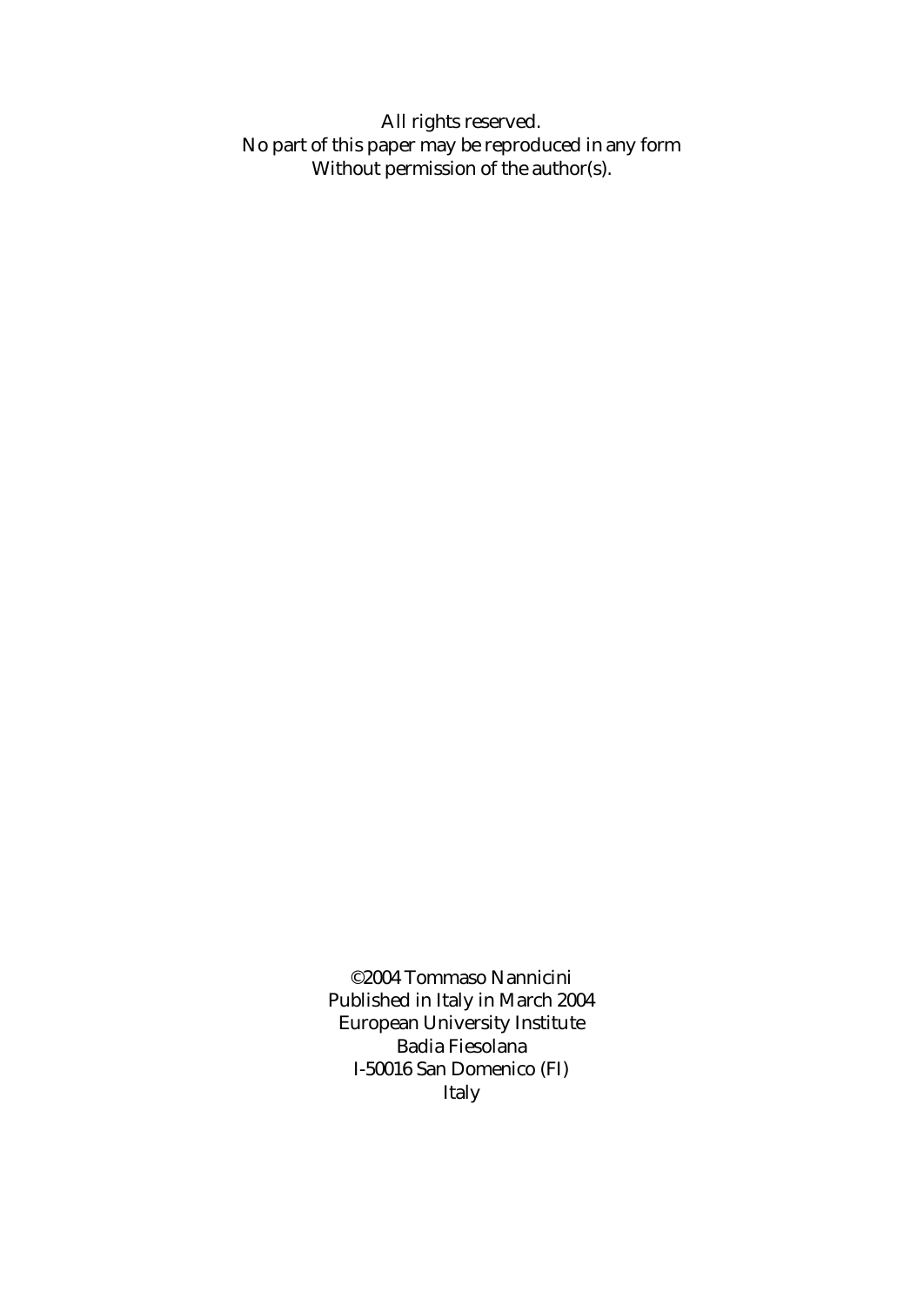All rights reserved.
No part of this paper may be reproduced in any form
Without permission of the author(s).

©2004 Tommaso Nannicini
Published in Italy in March 2004
European University Institute
Badia Fiesolana
I-50016 San Domenico (FI)
Italy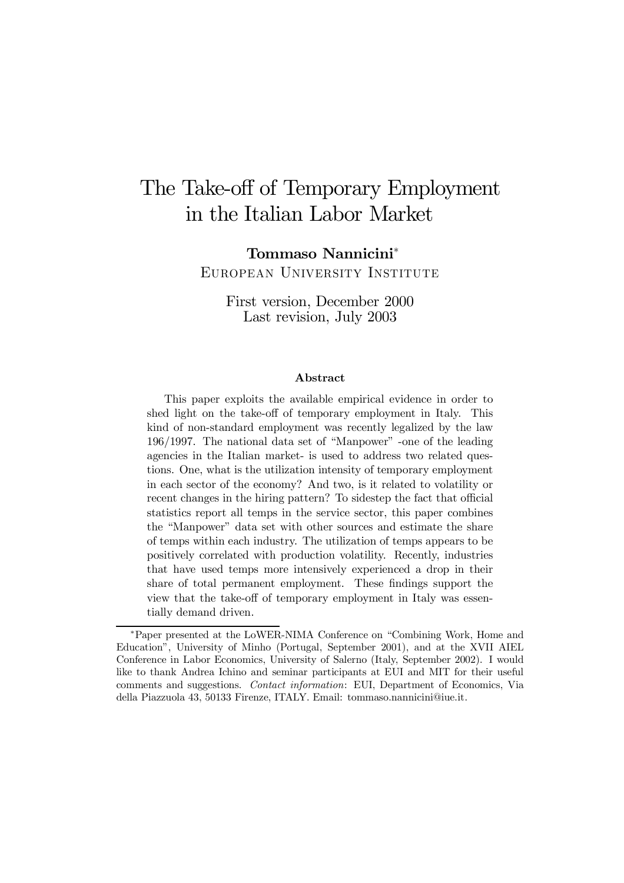# The Take-off of Temporary Employment in the Italian Labor Market

**Tommaso Nannicini***
EUROPEAN UNIVERSITY INSTITUTE

First version, December 2000
Last revision, July 2003

### Abstract

This paper exploits the available empirical evidence in order to shed light on the take-off of temporary employment in Italy. This kind of non-standard employment was recently legalized by the law 196/1997. The national data set of "Manpower" -one of the leading agencies in the Italian market- is used to address two related questions. One, what is the utilization intensity of temporary employment in each sector of the economy? And two, is it related to volatility or recent changes in the hiring pattern? To sidestep the fact that official statistics report all temps in the service sector, this paper combines the "Manpower" data set with other sources and estimate the share of temps within each industry. The utilization of temps appears to be positively correlated with production volatility. Recently, industries that have used temps more intensively experienced a drop in their share of total permanent employment. These findings support the view that the take-off of temporary employment in Italy was essentially demand driven.

---

*Paper presented at the LoWER-NIMA Conference on "Combining Work, Home and Education", University of Minho (Portugal, September 2001), and at the XVII AIEL Conference in Labor Economics, University of Salerno (Italy, September 2002). I would like to thank Andrea Ichino and seminar participants at EUI and MIT for their useful comments and suggestions. *Contact information*: EUI, Department of Economics, Via della Piazzuola 43, 50133 Firenze, ITALY. Email: tommaso.nannicini@iue.it.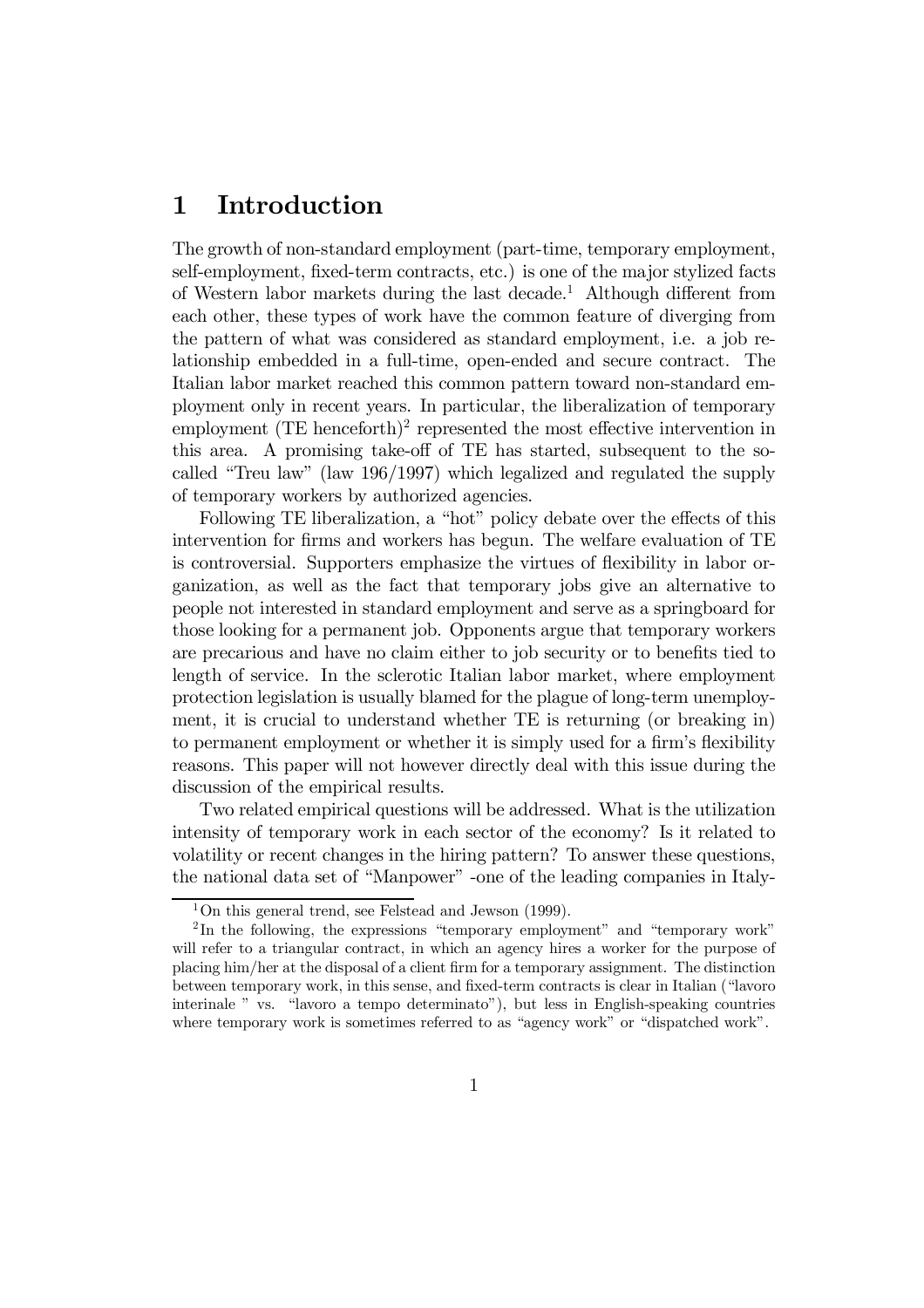# 1 Introduction

The growth of non-standard employment (part-time, temporary employment, self-employment, fixed-term contracts, etc.) is one of the major stylized facts of Western labor markets during the last decade.[1] Although different from each other, these types of work have the common feature of diverging from the pattern of what was considered as standard employment, i.e. a job relationship embedded in a full-time, open-ended and secure contract. The Italian labor market reached this common pattern toward non-standard employment only in recent years. In particular, the liberalization of temporary employment (TE henceforth)[2] represented the most effective intervention in this area. A promising take-off of TE has started, subsequent to the so-called "Treu law" (law 196/1997) which legalized and regulated the supply of temporary workers by authorized agencies.

Following TE liberalization, a "hot" policy debate over the effects of this intervention for firms and workers has begun. The welfare evaluation of TE is controversial. Supporters emphasize the virtues of flexibility in labor organization, as well as the fact that temporary jobs give an alternative to people not interested in standard employment and serve as a springboard for those looking for a permanent job. Opponents argue that temporary workers are precarious and have no claim either to job security or to benefits tied to length of service. In the sclerotic Italian labor market, where employment protection legislation is usually blamed for the plague of long-term unemployment, it is crucial to understand whether TE is returning (or breaking in) to permanent employment or whether it is simply used for a firm's flexibility reasons. This paper will not however directly deal with this issue during the discussion of the empirical results.

Two related empirical questions will be addressed. What is the utilization intensity of temporary work in each sector of the economy? Is it related to volatility or recent changes in the hiring pattern? To answer these questions, the national data set of "Manpower" -one of the leading companies in Italy-

[1] On this general trend, see Felstead and Jewson (1999).

[2] In the following, the expressions "temporary employment" and "temporary work" will refer to a triangular contract, in which an agency hires a worker for the purpose of placing him/her at the disposal of a client firm for a temporary assignment. The distinction between temporary work, in this sense, and fixed-term contracts is clear in Italian ("lavoro interinale " vs. "lavoro a tempo determinato"), but less in English-speaking countries where temporary work is sometimes referred to as "agency work" or "dispatched work".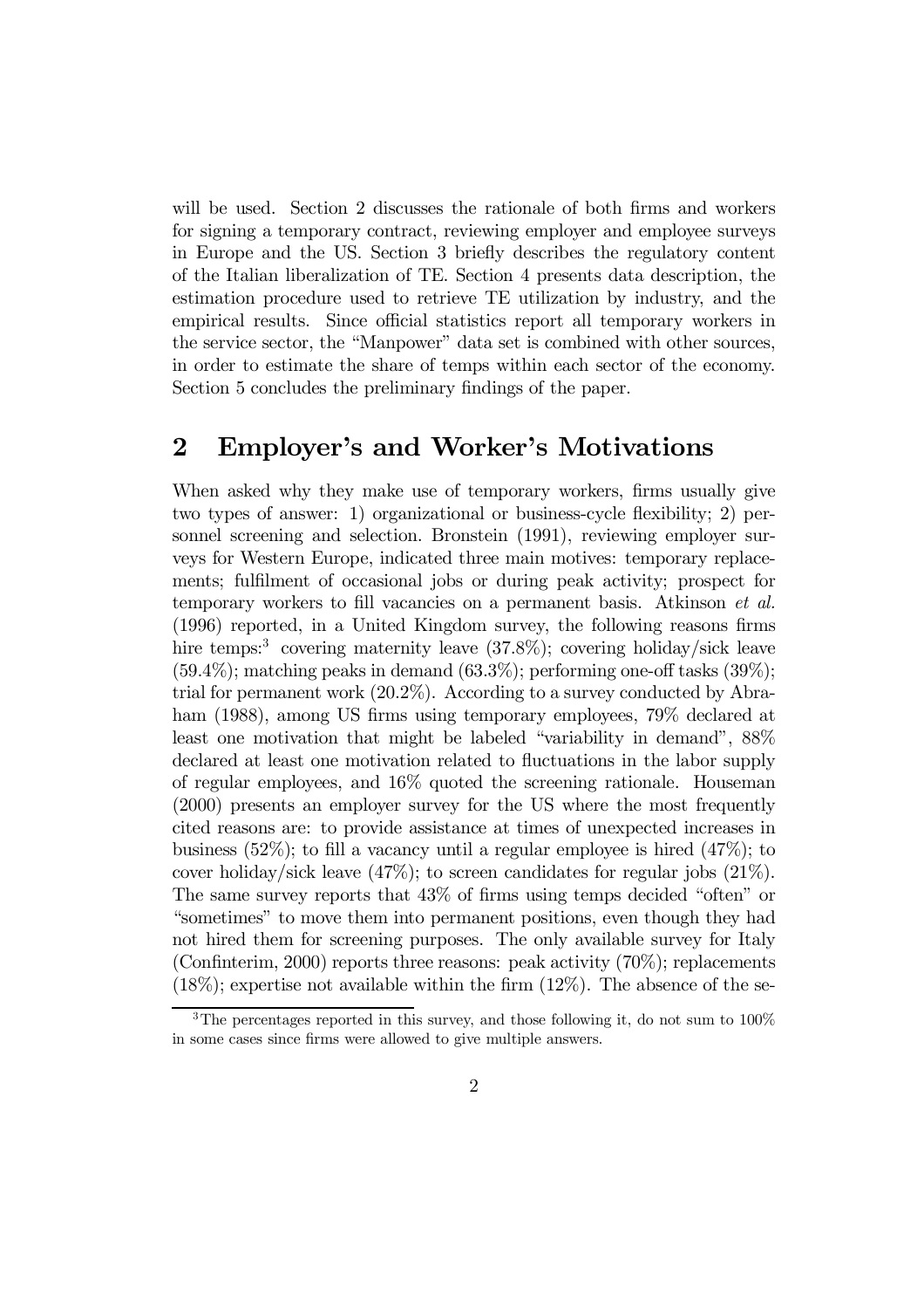will be used. Section 2 discusses the rationale of both firms and workers for signing a temporary contract, reviewing employer and employee surveys in Europe and the US. Section 3 briefly describes the regulatory content of the Italian liberalization of TE. Section 4 presents data description, the estimation procedure used to retrieve TE utilization by industry, and the empirical results. Since official statistics report all temporary workers in the service sector, the "Manpower" data set is combined with other sources, in order to estimate the share of temps within each sector of the economy. Section 5 concludes the preliminary findings of the paper.

## 2 Employer's and Worker's Motivations

When asked why they make use of temporary workers, firms usually give two types of answer: 1) organizational or business-cycle flexibility; 2) personnel screening and selection. Bronstein (1991), reviewing employer surveys for Western Europe, indicated three main motives: temporary replacements; fulfilment of occasional jobs or during peak activity; prospect for temporary workers to fill vacancies on a permanent basis. Atkinson *et al.* (1996) reported, in a United Kingdom survey, the following reasons firms hire temps:[3] covering maternity leave (37.8%); covering holiday/sick leave (59.4%); matching peaks in demand (63.3%); performing one-off tasks (39%); trial for permanent work (20.2%). According to a survey conducted by Abraham (1988), among US firms using temporary employees, 79% declared at least one motivation that might be labeled "variability in demand", 88% declared at least one motivation related to fluctuations in the labor supply of regular employees, and 16% quoted the screening rationale. Houseman (2000) presents an employer survey for the US where the most frequently cited reasons are: to provide assistance at times of unexpected increases in business (52%); to fill a vacancy until a regular employee is hired (47%); to cover holiday/sick leave (47%); to screen candidates for regular jobs (21%). The same survey reports that 43% of firms using temps decided "often" or "sometimes" to move them into permanent positions, even though they had not hired them for screening purposes. The only available survey for Italy (Confinterim, 2000) reports three reasons: peak activity (70%); replacements (18%); expertise not available within the firm (12%). The absence of the se-

[3] The percentages reported in this survey, and those following it, do not sum to 100% in some cases since firms were allowed to give multiple answers.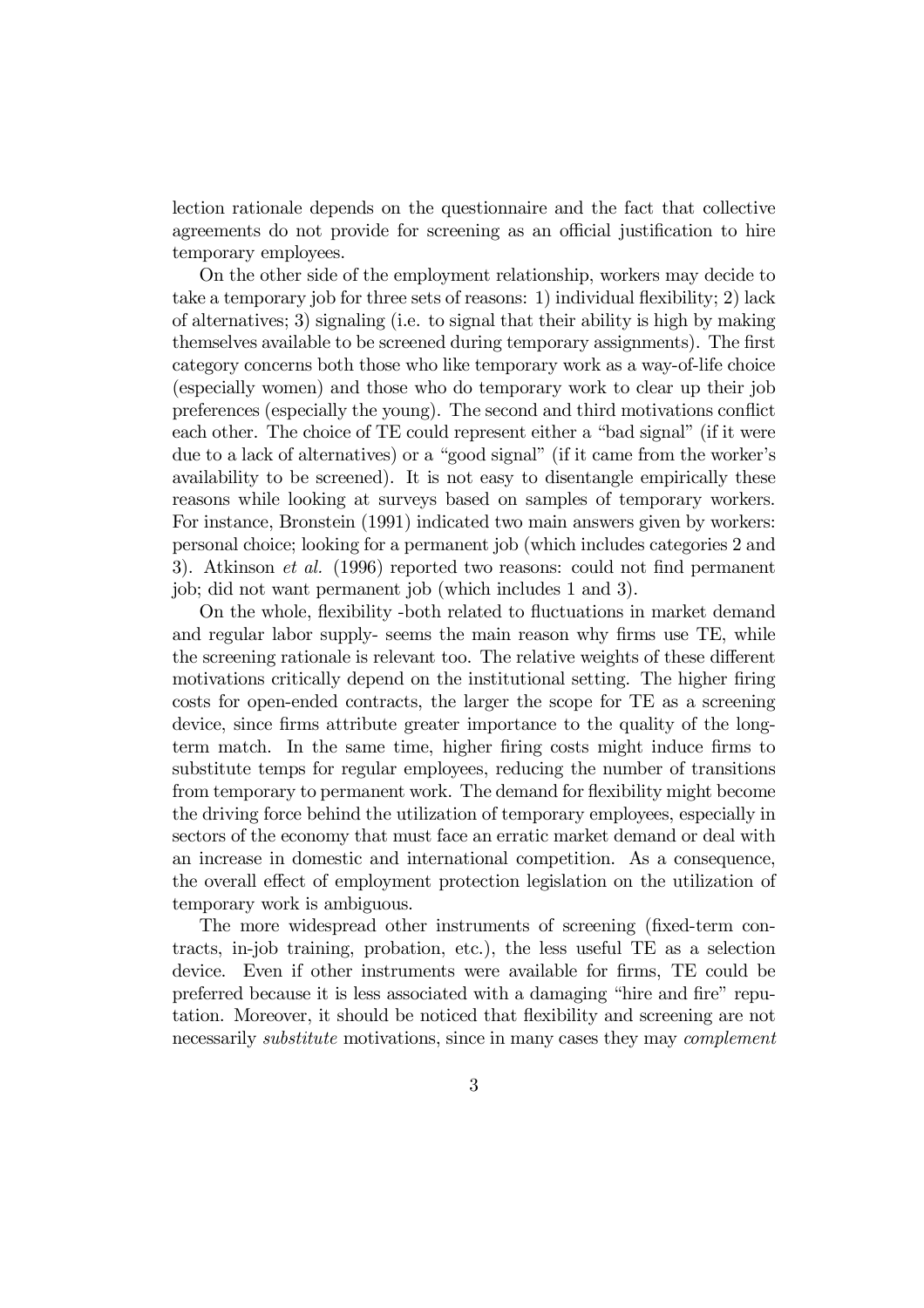lection rationale depends on the questionnaire and the fact that collective agreements do not provide for screening as an official justification to hire temporary employees.

On the other side of the employment relationship, workers may decide to take a temporary job for three sets of reasons: 1) individual flexibility; 2) lack of alternatives; 3) signaling (i.e. to signal that their ability is high by making themselves available to be screened during temporary assignments). The first category concerns both those who like temporary work as a way-of-life choice (especially women) and those who do temporary work to clear up their job preferences (especially the young). The second and third motivations conflict each other. The choice of TE could represent either a "bad signal" (if it were due to a lack of alternatives) or a "good signal" (if it came from the worker's availability to be screened). It is not easy to disentangle empirically these reasons while looking at surveys based on samples of temporary workers. For instance, Bronstein (1991) indicated two main answers given by workers: personal choice; looking for a permanent job (which includes categories 2 and 3). Atkinson *et al.* (1996) reported two reasons: could not find permanent job; did not want permanent job (which includes 1 and 3).

On the whole, flexibility -both related to fluctuations in market demand and regular labor supply- seems the main reason why firms use TE, while the screening rationale is relevant too. The relative weights of these different motivations critically depend on the institutional setting. The higher firing costs for open-ended contracts, the larger the scope for TE as a screening device, since firms attribute greater importance to the quality of the long-term match. In the same time, higher firing costs might induce firms to substitute temps for regular employees, reducing the number of transitions from temporary to permanent work. The demand for flexibility might become the driving force behind the utilization of temporary employees, especially in sectors of the economy that must face an erratic market demand or deal with an increase in domestic and international competition. As a consequence, the overall effect of employment protection legislation on the utilization of temporary work is ambiguous.

The more widespread other instruments of screening (fixed-term contracts, in-job training, probation, etc.), the less useful TE as a selection device. Even if other instruments were available for firms, TE could be preferred because it is less associated with a damaging "hire and fire" reputation. Moreover, it should be noticed that flexibility and screening are not necessarily *substitute* motivations, since in many cases they may *complement*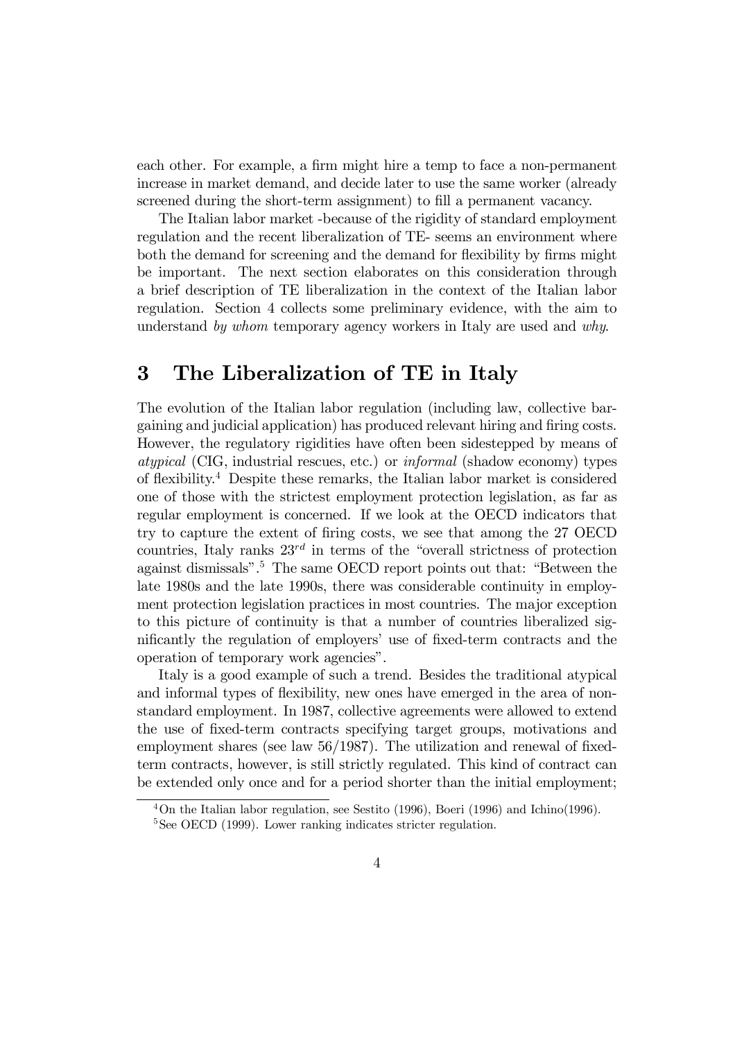each other. For example, a firm might hire a temp to face a non-permanent increase in market demand, and decide later to use the same worker (already screened during the short-term assignment) to fill a permanent vacancy.

The Italian labor market -because of the rigidity of standard employment regulation and the recent liberalization of TE- seems an environment where both the demand for screening and the demand for flexibility by firms might be important. The next section elaborates on this consideration through a brief description of TE liberalization in the context of the Italian labor regulation. Section 4 collects some preliminary evidence, with the aim to understand *by whom* temporary agency workers in Italy are used and *why*.

# 3 The Liberalization of TE in Italy

The evolution of the Italian labor regulation (including law, collective bargaining and judicial application) has produced relevant hiring and firing costs. However, the regulatory rigidities have often been sidestepped by means of *atypical* (CIG, industrial rescues, etc.) or *informal* (shadow economy) types of flexibility.[4] Despite these remarks, the Italian labor market is considered one of those with the strictest employment protection legislation, as far as regular employment is concerned. If we look at the OECD indicators that try to capture the extent of firing costs, we see that among the 27 OECD countries, Italy ranks $23^{rd}$ in terms of the "overall strictness of protection against dismissals".[5] The same OECD report points out that: "Between the late 1980s and the late 1990s, there was considerable continuity in employment protection legislation practices in most countries. The major exception to this picture of continuity is that a number of countries liberalized significantly the regulation of employers' use of fixed-term contracts and the operation of temporary work agencies".

Italy is a good example of such a trend. Besides the traditional atypical and informal types of flexibility, new ones have emerged in the area of non-standard employment. In 1987, collective agreements were allowed to extend the use of fixed-term contracts specifying target groups, motivations and employment shares (see law 56/1987). The utilization and renewal of fixed-term contracts, however, is still strictly regulated. This kind of contract can be extended only once and for a period shorter than the initial employment;

[4] On the Italian labor regulation, see Sestito (1996), Boeri (1996) and Ichino(1996).

[5] See OECD (1999). Lower ranking indicates stricter regulation.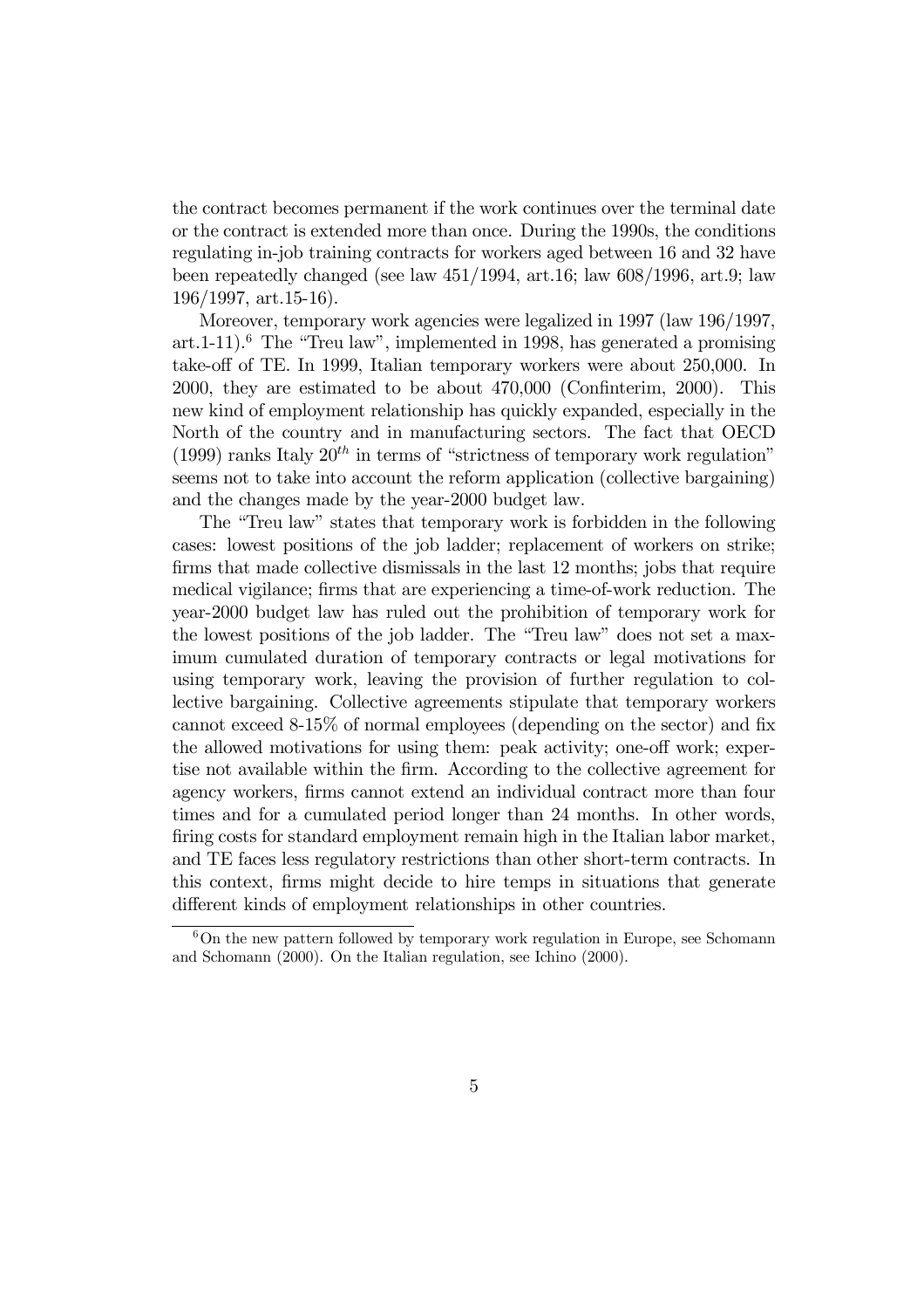the contract becomes permanent if the work continues over the terminal date or the contract is extended more than once. During the 1990s, the conditions regulating in-job training contracts for workers aged between 16 and 32 have been repeatedly changed (see law 451/1994, art.16; law 608/1996, art.9; law 196/1997, art.15-16).

Moreover, temporary work agencies were legalized in 1997 (law 196/1997, art.1-11).[6] The "Treu law", implemented in 1998, has generated a promising take-off of TE. In 1999, Italian temporary workers were about 250,000. In 2000, they are estimated to be about 470,000 (Confinterim, 2000). This new kind of employment relationship has quickly expanded, especially in the North of the country and in manufacturing sectors. The fact that OECD (1999) ranks Italy $20^{th}$ in terms of "strictness of temporary work regulation" seems not to take into account the reform application (collective bargaining) and the changes made by the year-2000 budget law.

The "Treu law" states that temporary work is forbidden in the following cases: lowest positions of the job ladder; replacement of workers on strike; firms that made collective dismissals in the last 12 months; jobs that require medical vigilance; firms that are experiencing a time-of-work reduction. The year-2000 budget law has ruled out the prohibition of temporary work for the lowest positions of the job ladder. The "Treu law" does not set a maximum cumulated duration of temporary contracts or legal motivations for using temporary work, leaving the provision of further regulation to collective bargaining. Collective agreements stipulate that temporary workers cannot exceed 8-15% of normal employees (depending on the sector) and fix the allowed motivations for using them: peak activity; one-off work; expertise not available within the firm. According to the collective agreement for agency workers, firms cannot extend an individual contract more than four times and for a cumulated period longer than 24 months. In other words, firing costs for standard employment remain high in the Italian labor market, and TE faces less regulatory restrictions than other short-term contracts. In this context, firms might decide to hire temps in situations that generate different kinds of employment relationships in other countries.

[6] On the new pattern followed by temporary work regulation in Europe, see Schomann and Schomann (2000). On the Italian regulation, see Ichino (2000).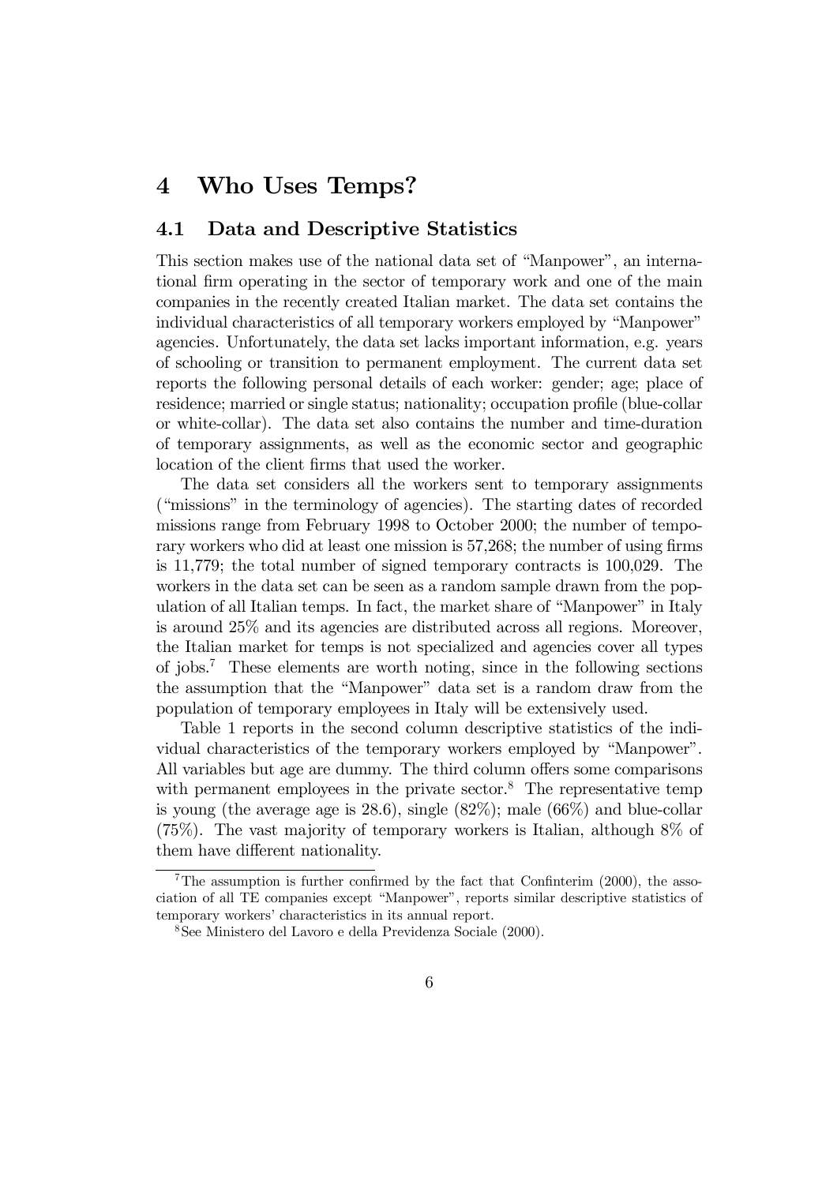# 4 Who Uses Temps?

## 4.1 Data and Descriptive Statistics

This section makes use of the national data set of "Manpower", an international firm operating in the sector of temporary work and one of the main companies in the recently created Italian market. The data set contains the individual characteristics of all temporary workers employed by "Manpower" agencies. Unfortunately, the data set lacks important information, e.g. years of schooling or transition to permanent employment. The current data set reports the following personal details of each worker: gender; age; place of residence; married or single status; nationality; occupation profile (blue-collar or white-collar). The data set also contains the number and time-duration of temporary assignments, as well as the economic sector and geographic location of the client firms that used the worker.

The data set considers all the workers sent to temporary assignments ("missions" in the terminology of agencies). The starting dates of recorded missions range from February 1998 to October 2000; the number of temporary workers who did at least one mission is 57,268; the number of using firms is 11,779; the total number of signed temporary contracts is 100,029. The workers in the data set can be seen as a random sample drawn from the population of all Italian temps. In fact, the market share of "Manpower" in Italy is around 25% and its agencies are distributed across all regions. Moreover, the Italian market for temps is not specialized and agencies cover all types of jobs.[7] These elements are worth noting, since in the following sections the assumption that the "Manpower" data set is a random draw from the population of temporary employees in Italy will be extensively used.

Table 1 reports in the second column descriptive statistics of the individual characteristics of the temporary workers employed by "Manpower". All variables but age are dummy. The third column offers some comparisons with permanent employees in the private sector.[8] The representative temp is young (the average age is 28.6), single (82%); male (66%) and blue-collar (75%). The vast majority of temporary workers is Italian, although 8% of them have different nationality.

[7] The assumption is further confirmed by the fact that Confinterim (2000), the association of all TE companies except "Manpower", reports similar descriptive statistics of temporary workers' characteristics in its annual report.

[8] See Ministero del Lavoro e della Previdenza Sociale (2000).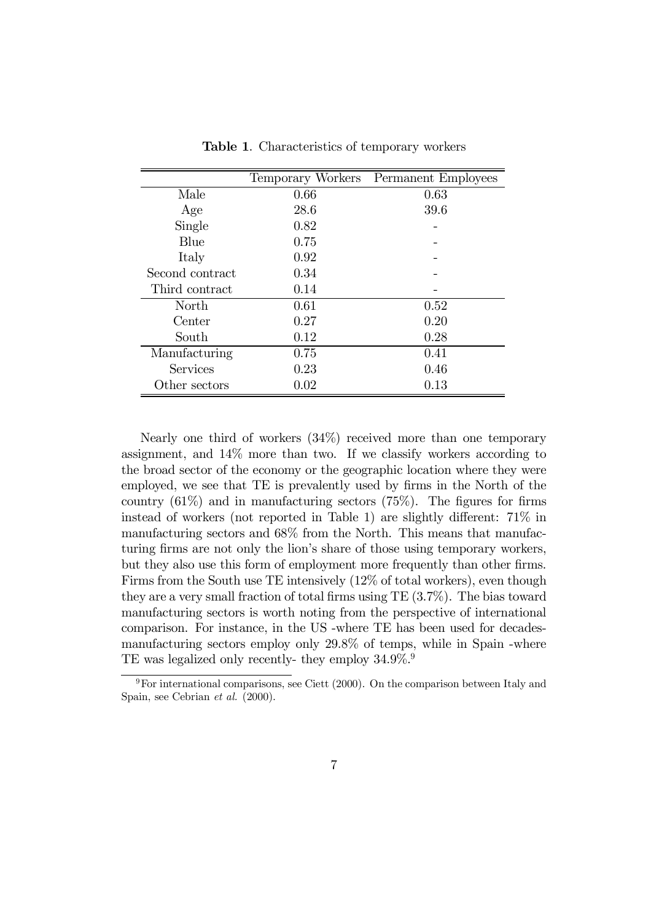**Table 1**. Characteristics of temporary workers

| | Temporary Workers | Permanent Employees |
|---|---|---|
| Male | 0.66 | 0.63 |
| Age | 28.6 | 39.6 |
| Single | 0.82 | - |
| Blue | 0.75 | - |
| Italy | 0.92 | - |
| Second contract | 0.34 | - |
| Third contract | 0.14 | - |
| North | 0.61 | 0.52 |
| Center | 0.27 | 0.20 |
| South | 0.12 | 0.28 |
| Manufacturing | 0.75 | 0.41 |
| Services | 0.23 | 0.46 |
| Other sectors | 0.02 | 0.13 |

Nearly one third of workers (34%) received more than one temporary assignment, and 14% more than two. If we classify workers according to the broad sector of the economy or the geographic location where they were employed, we see that TE is prevalently used by firms in the North of the country (61%) and in manufacturing sectors (75%). The figures for firms instead of workers (not reported in Table 1) are slightly different: 71% in manufacturing sectors and 68% from the North. This means that manufacturing firms are not only the lion's share of those using temporary workers, but they also use this form of employment more frequently than other firms. Firms from the South use TE intensively (12% of total workers), even though they are a very small fraction of total firms using TE (3.7%). The bias toward manufacturing sectors is worth noting from the perspective of international comparison. For instance, in the US -where TE has been used for decades- manufacturing sectors employ only 29.8% of temps, while in Spain -where TE was legalized only recently- they employ 34.9%.[9]

[9] For international comparisons, see Ciett (2000). On the comparison between Italy and Spain, see Cebrian *et al.* (2000).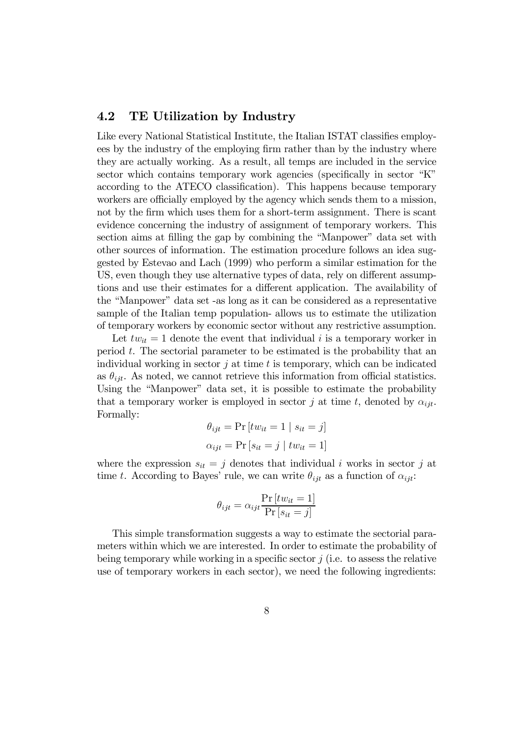## 4.2 TE Utilization by Industry

Like every National Statistical Institute, the Italian ISTAT classifies employees by the industry of the employing firm rather than by the industry where they are actually working. As a result, all temps are included in the service sector which contains temporary work agencies (specifically in sector "K" according to the ATECO classification). This happens because temporary workers are officially employed by the agency which sends them to a mission, not by the firm which uses them for a short-term assignment. There is scant evidence concerning the industry of assignment of temporary workers. This section aims at filling the gap by combining the "Manpower" data set with other sources of information. The estimation procedure follows an idea suggested by Estevao and Lach (1999) who perform a similar estimation for the US, even though they use alternative types of data, rely on different assumptions and use their estimates for a different application. The availability of the "Manpower" data set -as long as it can be considered as a representative sample of the Italian temp population- allows us to estimate the utilization of temporary workers by economic sector without any restrictive assumption.

Let $tw_{it} = 1$ denote the event that individual $i$ is a temporary worker in period $t$. The sectorial parameter to be estimated is the probability that an individual working in sector $j$ at time $t$ is temporary, which can be indicated as $\theta_{ijt}$. As noted, we cannot retrieve this information from official statistics. Using the "Manpower" data set, it is possible to estimate the probability that a temporary worker is employed in sector $j$ at time $t$, denoted by $\alpha_{ijt}$. Formally:

$$\theta_{ijt} = \Pr\left[tw_{it} = 1 \mid s_{it} = j\right]$$

$$\alpha_{ijt} = \Pr\left[s_{it} = j \mid tw_{it} = 1\right]$$

where the expression $s_{it} = j$ denotes that individual $i$ works in sector $j$ at time $t$. According to Bayes' rule, we can write $\theta_{ijt}$ as a function of $\alpha_{ijt}$:

$$\theta_{ijt} = \alpha_{ijt} \frac{\Pr\left[tw_{it} = 1\right]}{\Pr\left[s_{it} = j\right]}$$

This simple transformation suggests a way to estimate the sectorial parameters within which we are interested. In order to estimate the probability of being temporary while working in a specific sector $j$ (i.e. to assess the relative use of temporary workers in each sector), we need the following ingredients: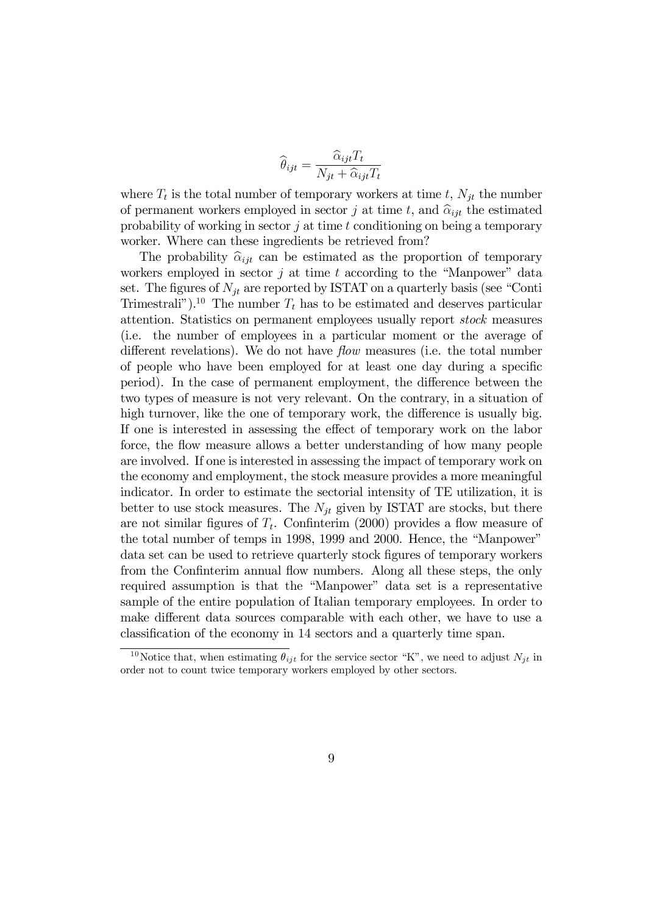$$\widehat{\theta}_{ijt} = \frac{\widehat{\alpha}_{ijt} T_t}{N_{jt} + \widehat{\alpha}_{ijt} T_t}$$

where $T_t$ is the total number of temporary workers at time $t$, $N_{jt}$ the number of permanent workers employed in sector $j$ at time $t$, and $\widehat{\alpha}_{ijt}$ the estimated probability of working in sector $j$ at time $t$ conditioning on being a temporary worker. Where can these ingredients be retrieved from?

The probability $\widehat{\alpha}_{ijt}$ can be estimated as the proportion of temporary workers employed in sector $j$ at time $t$ according to the "Manpower" data set. The figures of $N_{jt}$ are reported by ISTAT on a quarterly basis (see "Conti Trimestrali").[10] The number $T_t$ has to be estimated and deserves particular attention. Statistics on permanent employees usually report *stock* measures (i.e. the number of employees in a particular moment or the average of different revelations). We do not have *flow* measures (i.e. the total number of people who have been employed for at least one day during a specific period). In the case of permanent employment, the difference between the two types of measure is not very relevant. On the contrary, in a situation of high turnover, like the one of temporary work, the difference is usually big. If one is interested in assessing the effect of temporary work on the labor force, the flow measure allows a better understanding of how many people are involved. If one is interested in assessing the impact of temporary work on the economy and employment, the stock measure provides a more meaningful indicator. In order to estimate the sectorial intensity of TE utilization, it is better to use stock measures. The $N_{jt}$ given by ISTAT are stocks, but there are not similar figures of $T_t$. Confinterim (2000) provides a flow measure of the total number of temps in 1998, 1999 and 2000. Hence, the "Manpower" data set can be used to retrieve quarterly stock figures of temporary workers from the Confinterim annual flow numbers. Along all these steps, the only required assumption is that the "Manpower" data set is a representative sample of the entire population of Italian temporary employees. In order to make different data sources comparable with each other, we have to use a classification of the economy in 14 sectors and a quarterly time span.

[10] Notice that, when estimating $\theta_{ijt}$ for the service sector "K", we need to adjust $N_{jt}$ in order not to count twice temporary workers employed by other sectors.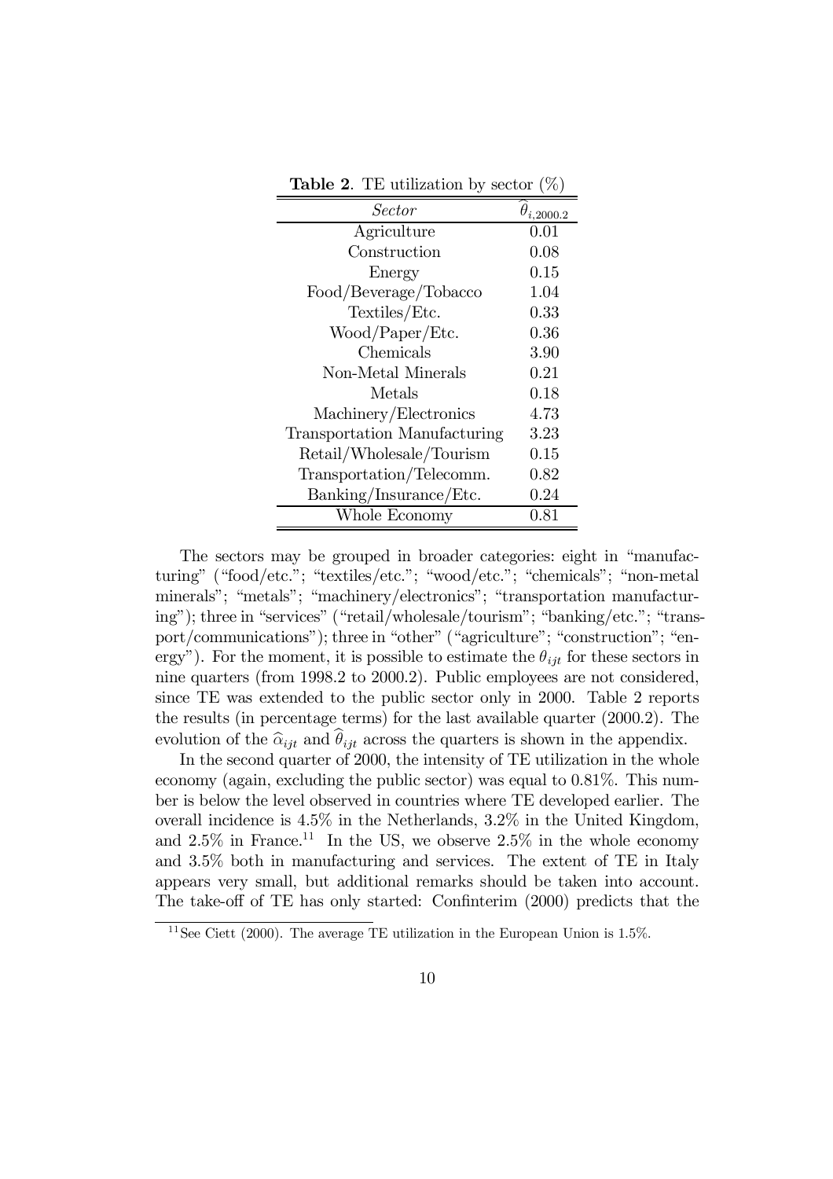**Table 2**. TE utilization by sector (%)

| *Sector* | $\widehat{\theta}_{i,2000.2}$ |
|---|---|
| Agriculture | 0.01 |
| Construction | 0.08 |
| Energy | 0.15 |
| Food/Beverage/Tobacco | 1.04 |
| Textiles/Etc. | 0.33 |
| Wood/Paper/Etc. | 0.36 |
| Chemicals | 3.90 |
| Non-Metal Minerals | 0.21 |
| Metals | 0.18 |
| Machinery/Electronics | 4.73 |
| Transportation Manufacturing | 3.23 |
| Retail/Wholesale/Tourism | 0.15 |
| Transportation/Telecomm. | 0.82 |
| Banking/Insurance/Etc. | 0.24 |
| Whole Economy | 0.81 |

The sectors may be grouped in broader categories: eight in "manufacturing" ("food/etc."; "textiles/etc."; "wood/etc."; "chemicals"; "non-metal minerals"; "metals"; "machinery/electronics"; "transportation manufacturing"); three in "services" ("retail/wholesale/tourism"; "banking/etc."; "transport/communications"); three in "other" ("agriculture"; "construction"; "energy"). For the moment, it is possible to estimate the $\theta_{ijt}$ for these sectors in nine quarters (from 1998.2 to 2000.2). Public employees are not considered, since TE was extended to the public sector only in 2000. Table 2 reports the results (in percentage terms) for the last available quarter (2000.2). The evolution of the $\widehat{\alpha}_{ijt}$ and $\widehat{\theta}_{ijt}$ across the quarters is shown in the appendix.

In the second quarter of 2000, the intensity of TE utilization in the whole economy (again, excluding the public sector) was equal to 0.81%. This number is below the level observed in countries where TE developed earlier. The overall incidence is 4.5% in the Netherlands, 3.2% in the United Kingdom, and 2.5% in France.[11] In the US, we observe 2.5% in the whole economy and 3.5% both in manufacturing and services. The extent of TE in Italy appears very small, but additional remarks should be taken into account. The take-off of TE has only started: Confinterim (2000) predicts that the

[11] See Ciett (2000). The average TE utilization in the European Union is 1.5%.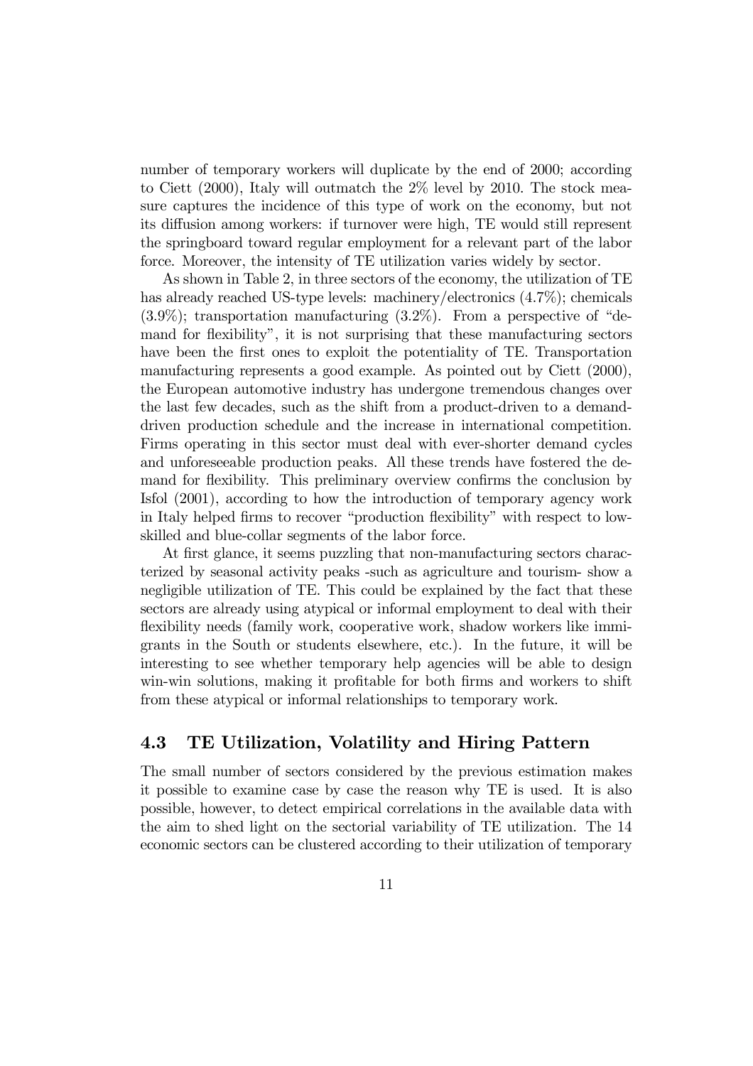number of temporary workers will duplicate by the end of 2000; according to Ciett (2000), Italy will outmatch the 2% level by 2010. The stock measure captures the incidence of this type of work on the economy, but not its diffusion among workers: if turnover were high, TE would still represent the springboard toward regular employment for a relevant part of the labor force. Moreover, the intensity of TE utilization varies widely by sector.

As shown in Table 2, in three sectors of the economy, the utilization of TE has already reached US-type levels: machinery/electronics (4.7%); chemicals (3.9%); transportation manufacturing (3.2%). From a perspective of "demand for flexibility", it is not surprising that these manufacturing sectors have been the first ones to exploit the potentiality of TE. Transportation manufacturing represents a good example. As pointed out by Ciett (2000), the European automotive industry has undergone tremendous changes over the last few decades, such as the shift from a product-driven to a demand-driven production schedule and the increase in international competition. Firms operating in this sector must deal with ever-shorter demand cycles and unforeseeable production peaks. All these trends have fostered the demand for flexibility. This preliminary overview confirms the conclusion by Isfol (2001), according to how the introduction of temporary agency work in Italy helped firms to recover "production flexibility" with respect to low-skilled and blue-collar segments of the labor force.

At first glance, it seems puzzling that non-manufacturing sectors characterized by seasonal activity peaks -such as agriculture and tourism- show a negligible utilization of TE. This could be explained by the fact that these sectors are already using atypical or informal employment to deal with their flexibility needs (family work, cooperative work, shadow workers like immigrants in the South or students elsewhere, etc.). In the future, it will be interesting to see whether temporary help agencies will be able to design win-win solutions, making it profitable for both firms and workers to shift from these atypical or informal relationships to temporary work.

## 4.3 TE Utilization, Volatility and Hiring Pattern

The small number of sectors considered by the previous estimation makes it possible to examine case by case the reason why TE is used. It is also possible, however, to detect empirical correlations in the available data with the aim to shed light on the sectorial variability of TE utilization. The 14 economic sectors can be clustered according to their utilization of temporary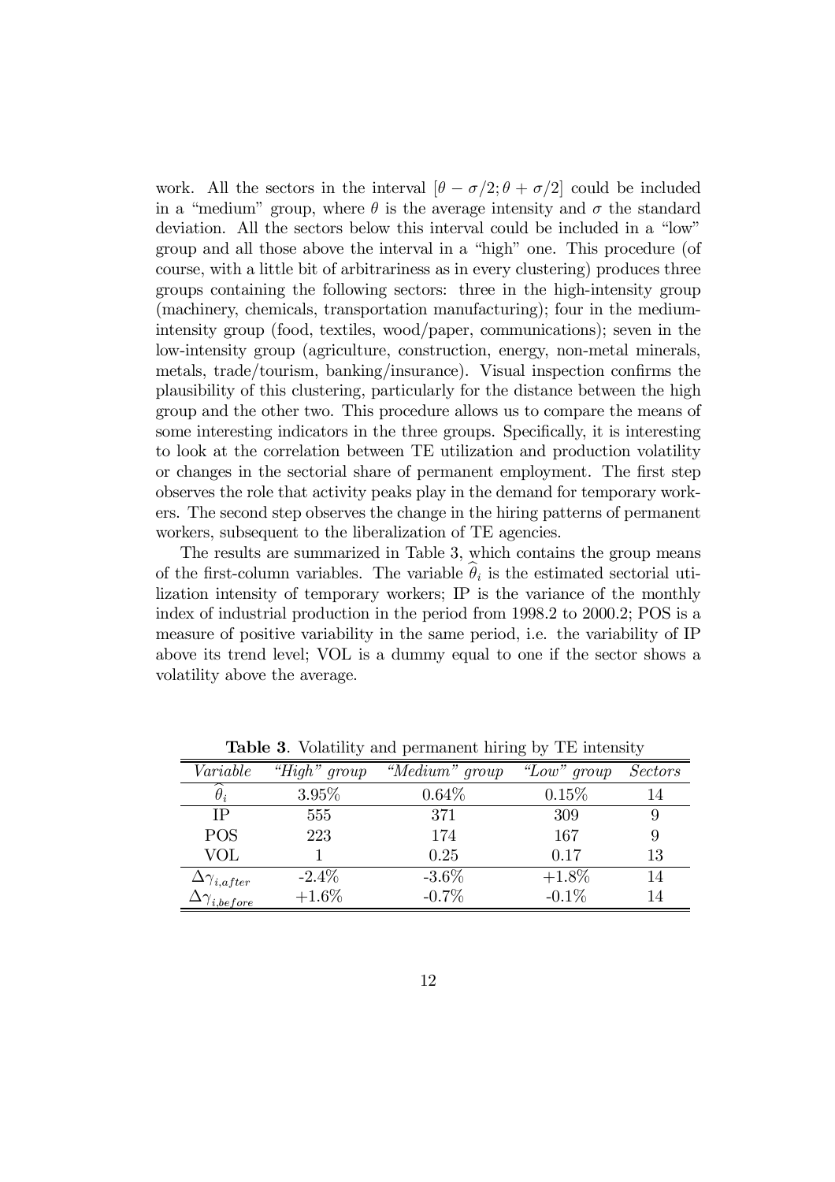work. All the sectors in the interval $[\theta - \sigma/2; \theta + \sigma/2]$ could be included in a "medium" group, where $\theta$ is the average intensity and $\sigma$ the standard deviation. All the sectors below this interval could be included in a "low" group and all those above the interval in a "high" one. This procedure (of course, with a little bit of arbitrariness as in every clustering) produces three groups containing the following sectors: three in the high-intensity group (machinery, chemicals, transportation manufacturing); four in the medium-intensity group (food, textiles, wood/paper, communications); seven in the low-intensity group (agriculture, construction, energy, non-metal minerals, metals, trade/tourism, banking/insurance). Visual inspection confirms the plausibility of this clustering, particularly for the distance between the high group and the other two. This procedure allows us to compare the means of some interesting indicators in the three groups. Specifically, it is interesting to look at the correlation between TE utilization and production volatility or changes in the sectorial share of permanent employment. The first step observes the role that activity peaks play in the demand for temporary workers. The second step observes the change in the hiring patterns of permanent workers, subsequent to the liberalization of TE agencies.

The results are summarized in Table 3, which contains the group means of the first-column variables. The variable $\widehat{\theta}_i$ is the estimated sectorial utilization intensity of temporary workers; IP is the variance of the monthly index of industrial production in the period from 1998.2 to 2000.2; POS is a measure of positive variability in the same period, i.e. the variability of IP above its trend level; VOL is a dummy equal to one if the sector shows a volatility above the average.

**Table 3**. Volatility and permanent hiring by TE intensity

| *Variable* | *"High" group* | *"Medium" group* | *"Low" group* | *Sectors* |
|---|---|---|---|---|
| $\widehat{\theta}_i$ | 3.95% | 0.64% | 0.15% | 14 |
| IP | 555 | 371 | 309 | 9 |
| POS | 223 | 174 | 167 | 9 |
| VOL | 1 | 0.25 | 0.17 | 13 |
| $\Delta\gamma_{i,after}$ | -2.4% | -3.6% | +1.8% | 14 |
| $\Delta\gamma_{i,before}$ | +1.6% | -0.7% | -0.1% | 14 |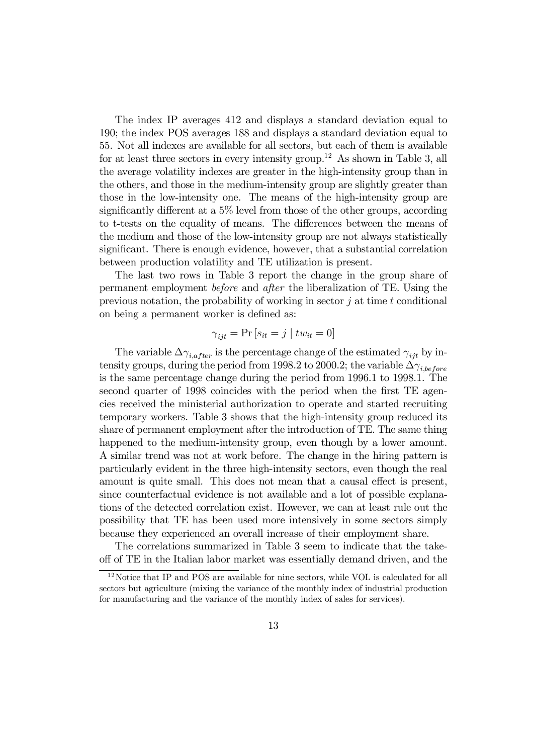The index IP averages 412 and displays a standard deviation equal to 190; the index POS averages 188 and displays a standard deviation equal to 55. Not all indexes are available for all sectors, but each of them is available for at least three sectors in every intensity group.[12] As shown in Table 3, all the average volatility indexes are greater in the high-intensity group than in the others, and those in the medium-intensity group are slightly greater than those in the low-intensity one. The means of the high-intensity group are significantly different at a 5% level from those of the other groups, according to t-tests on the equality of means. The differences between the means of the medium and those of the low-intensity group are not always statistically significant. There is enough evidence, however, that a substantial correlation between production volatility and TE utilization is present.

The last two rows in Table 3 report the change in the group share of permanent employment *before* and *after* the liberalization of TE. Using the previous notation, the probability of working in sector $j$ at time $t$ conditional on being a permanent worker is defined as:

$$\gamma_{ijt} = \Pr\left[s_{it} = j \mid tw_{it} = 0\right]$$

The variable $\Delta\gamma_{i,after}$ is the percentage change of the estimated $\gamma_{ijt}$ by intensity groups, during the period from 1998.2 to 2000.2; the variable $\Delta\gamma_{i,before}$ is the same percentage change during the period from 1996.1 to 1998.1. The second quarter of 1998 coincides with the period when the first TE agencies received the ministerial authorization to operate and started recruiting temporary workers. Table 3 shows that the high-intensity group reduced its share of permanent employment after the introduction of TE. The same thing happened to the medium-intensity group, even though by a lower amount. A similar trend was not at work before. The change in the hiring pattern is particularly evident in the three high-intensity sectors, even though the real amount is quite small. This does not mean that a causal effect is present, since counterfactual evidence is not available and a lot of possible explanations of the detected correlation exist. However, we can at least rule out the possibility that TE has been used more intensively in some sectors simply because they experienced an overall increase of their employment share.

The correlations summarized in Table 3 seem to indicate that the take-off of TE in the Italian labor market was essentially demand driven, and the

[12] Notice that IP and POS are available for nine sectors, while VOL is calculated for all sectors but agriculture (mixing the variance of the monthly index of industrial production for manufacturing and the variance of the monthly index of sales for services).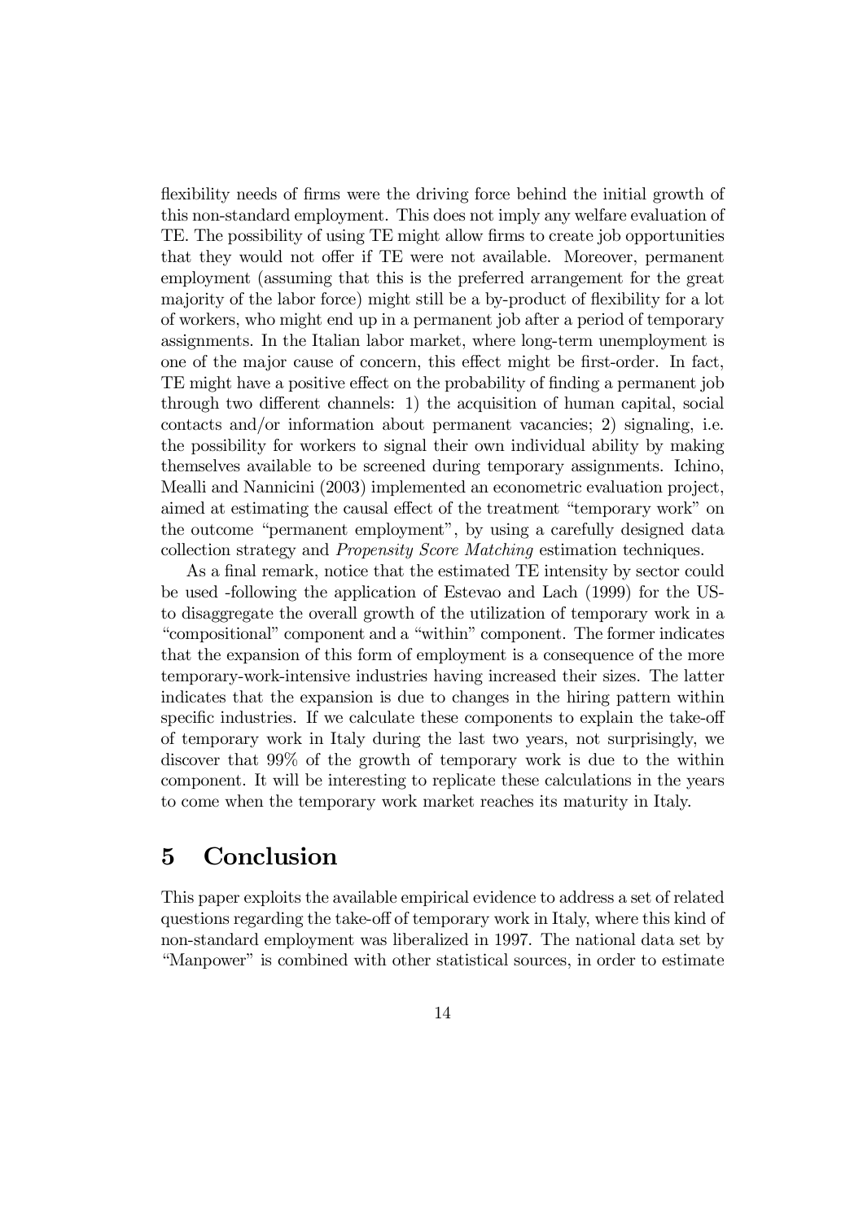flexibility needs of firms were the driving force behind the initial growth of this non-standard employment. This does not imply any welfare evaluation of TE. The possibility of using TE might allow firms to create job opportunities that they would not offer if TE were not available. Moreover, permanent employment (assuming that this is the preferred arrangement for the great majority of the labor force) might still be a by-product of flexibility for a lot of workers, who might end up in a permanent job after a period of temporary assignments. In the Italian labor market, where long-term unemployment is one of the major cause of concern, this effect might be first-order. In fact, TE might have a positive effect on the probability of finding a permanent job through two different channels: 1) the acquisition of human capital, social contacts and/or information about permanent vacancies; 2) signaling, i.e. the possibility for workers to signal their own individual ability by making themselves available to be screened during temporary assignments. Ichino, Mealli and Nannicini (2003) implemented an econometric evaluation project, aimed at estimating the causal effect of the treatment "temporary work" on the outcome "permanent employment", by using a carefully designed data collection strategy and *Propensity Score Matching* estimation techniques.

As a final remark, notice that the estimated TE intensity by sector could be used -following the application of Estevao and Lach (1999) for the US- to disaggregate the overall growth of the utilization of temporary work in a "compositional" component and a "within" component. The former indicates that the expansion of this form of employment is a consequence of the more temporary-work-intensive industries having increased their sizes. The latter indicates that the expansion is due to changes in the hiring pattern within specific industries. If we calculate these components to explain the take-off of temporary work in Italy during the last two years, not surprisingly, we discover that 99% of the growth of temporary work is due to the within component. It will be interesting to replicate these calculations in the years to come when the temporary work market reaches its maturity in Italy.

# 5 Conclusion

This paper exploits the available empirical evidence to address a set of related questions regarding the take-off of temporary work in Italy, where this kind of non-standard employment was liberalized in 1997. The national data set by "Manpower" is combined with other statistical sources, in order to estimate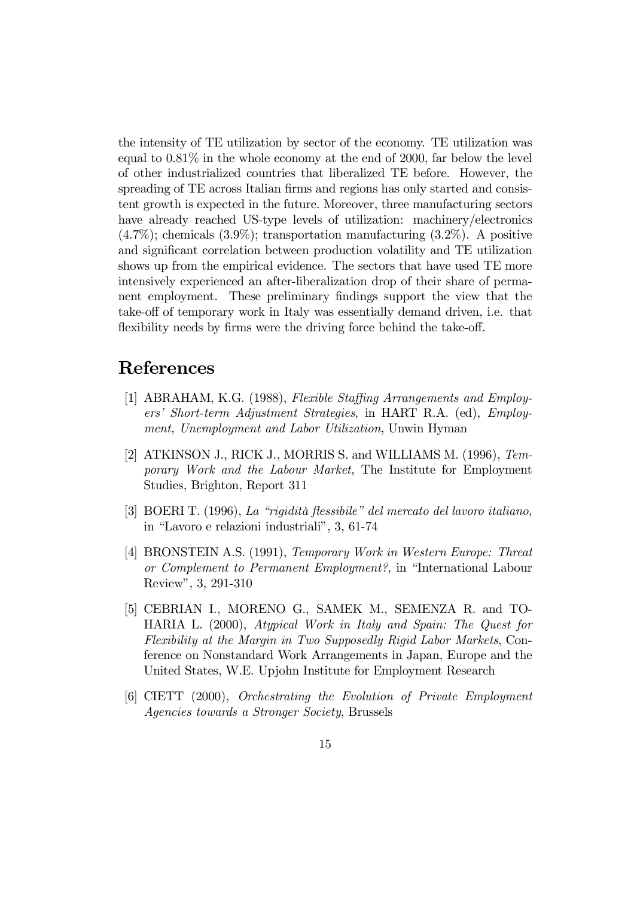the intensity of TE utilization by sector of the economy. TE utilization was equal to 0.81% in the whole economy at the end of 2000, far below the level of other industrialized countries that liberalized TE before. However, the spreading of TE across Italian firms and regions has only started and consistent growth is expected in the future. Moreover, three manufacturing sectors have already reached US-type levels of utilization: machinery/electronics (4.7%); chemicals (3.9%); transportation manufacturing (3.2%). A positive and significant correlation between production volatility and TE utilization shows up from the empirical evidence. The sectors that have used TE more intensively experienced an after-liberalization drop of their share of permanent employment. These preliminary findings support the view that the take-off of temporary work in Italy was essentially demand driven, i.e. that flexibility needs by firms were the driving force behind the take-off.

# References

[1] ABRAHAM, K.G. (1988), *Flexible Staffing Arrangements and Employers' Short-term Adjustment Strategies*, in HART R.A. (ed), *Employment, Unemployment and Labor Utilization*, Unwin Hyman

[2] ATKINSON J., RICK J., MORRIS S. and WILLIAMS M. (1996), *Temporary Work and the Labour Market*, The Institute for Employment Studies, Brighton, Report 311

[3] BOERI T. (1996), *La "rigidità flessibile" del mercato del lavoro italiano*, in "Lavoro e relazioni industriali", 3, 61-74

[4] BRONSTEIN A.S. (1991), *Temporary Work in Western Europe: Threat or Complement to Permanent Employment?*, in "International Labour Review", 3, 291-310

[5] CEBRIAN I., MORENO G., SAMEK M., SEMENZA R. and TOHARIA L. (2000), *Atypical Work in Italy and Spain: The Quest for Flexibility at the Margin in Two Supposedly Rigid Labor Markets*, Conference on Nonstandard Work Arrangements in Japan, Europe and the United States, W.E. Upjohn Institute for Employment Research

[6] CIETT (2000), *Orchestrating the Evolution of Private Employment Agencies towards a Stronger Society*, Brussels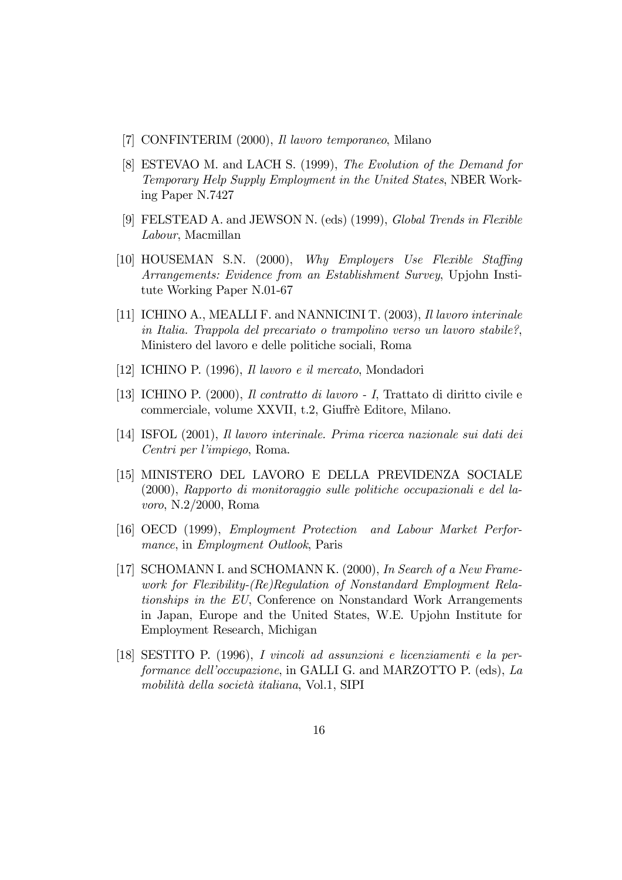[7] CONFINTERIM (2000), *Il lavoro temporaneo*, Milano

[8] ESTEVAO M. and LACH S. (1999), *The Evolution of the Demand for Temporary Help Supply Employment in the United States*, NBER Working Paper N.7427

[9] FELSTEAD A. and JEWSON N. (eds) (1999), *Global Trends in Flexible Labour*, Macmillan

[10] HOUSEMAN S.N. (2000), *Why Employers Use Flexible Staffing Arrangements: Evidence from an Establishment Survey*, Upjohn Institute Working Paper N.01-67

[11] ICHINO A., MEALLI F. and NANNICINI T. (2003), *Il lavoro interinale in Italia. Trappola del precariato o trampolino verso un lavoro stabile?*, Ministero del lavoro e delle politiche sociali, Roma

[12] ICHINO P. (1996), *Il lavoro e il mercato*, Mondadori

[13] ICHINO P. (2000), *Il contratto di lavoro - I*, Trattato di diritto civile e commerciale, volume XXVII, t.2, Giuffrè Editore, Milano.

[14] ISFOL (2001), *Il lavoro interinale. Prima ricerca nazionale sui dati dei Centri per l'impiego*, Roma.

[15] MINISTERO DEL LAVORO E DELLA PREVIDENZA SOCIALE (2000), *Rapporto di monitoraggio sulle politiche occupazionali e del lavoro*, N.2/2000, Roma

[16] OECD (1999), *Employment Protection and Labour Market Performance*, in *Employment Outlook*, Paris

[17] SCHOMANN I. and SCHOMANN K. (2000), *In Search of a New Framework for Flexibility-(Re)Regulation of Nonstandard Employment Relationships in the EU*, Conference on Nonstandard Work Arrangements in Japan, Europe and the United States, W.E. Upjohn Institute for Employment Research, Michigan

[18] SESTITO P. (1996), *I vincoli ad assunzioni e licenziamenti e la performance dell'occupazione*, in GALLI G. and MARZOTTO P. (eds), *La mobilità della società italiana*, Vol.1, SIPI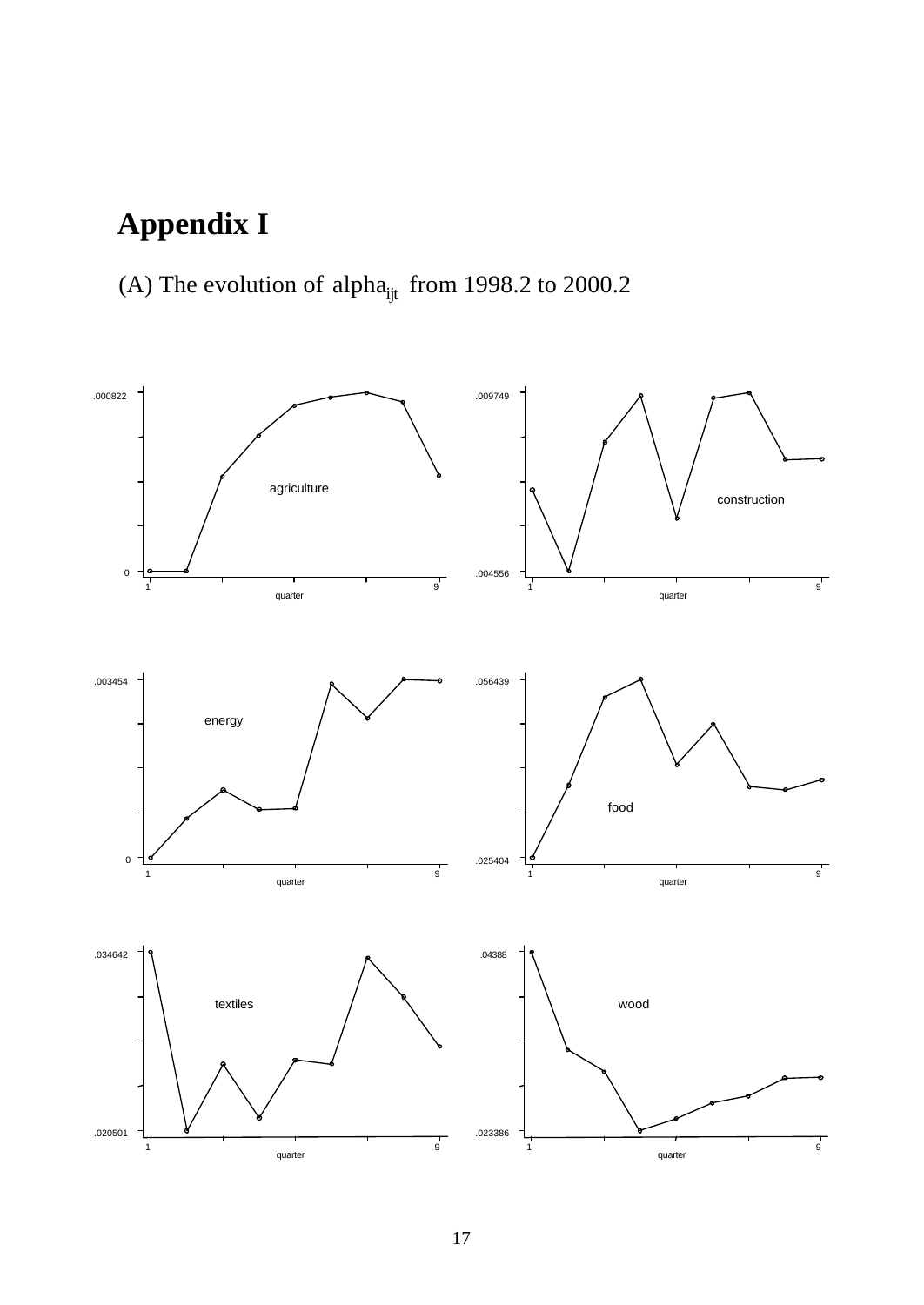# Appendix I

(A) The evolution of $\text{alpha}_{ijt}$ from 1998.2 to 2000.2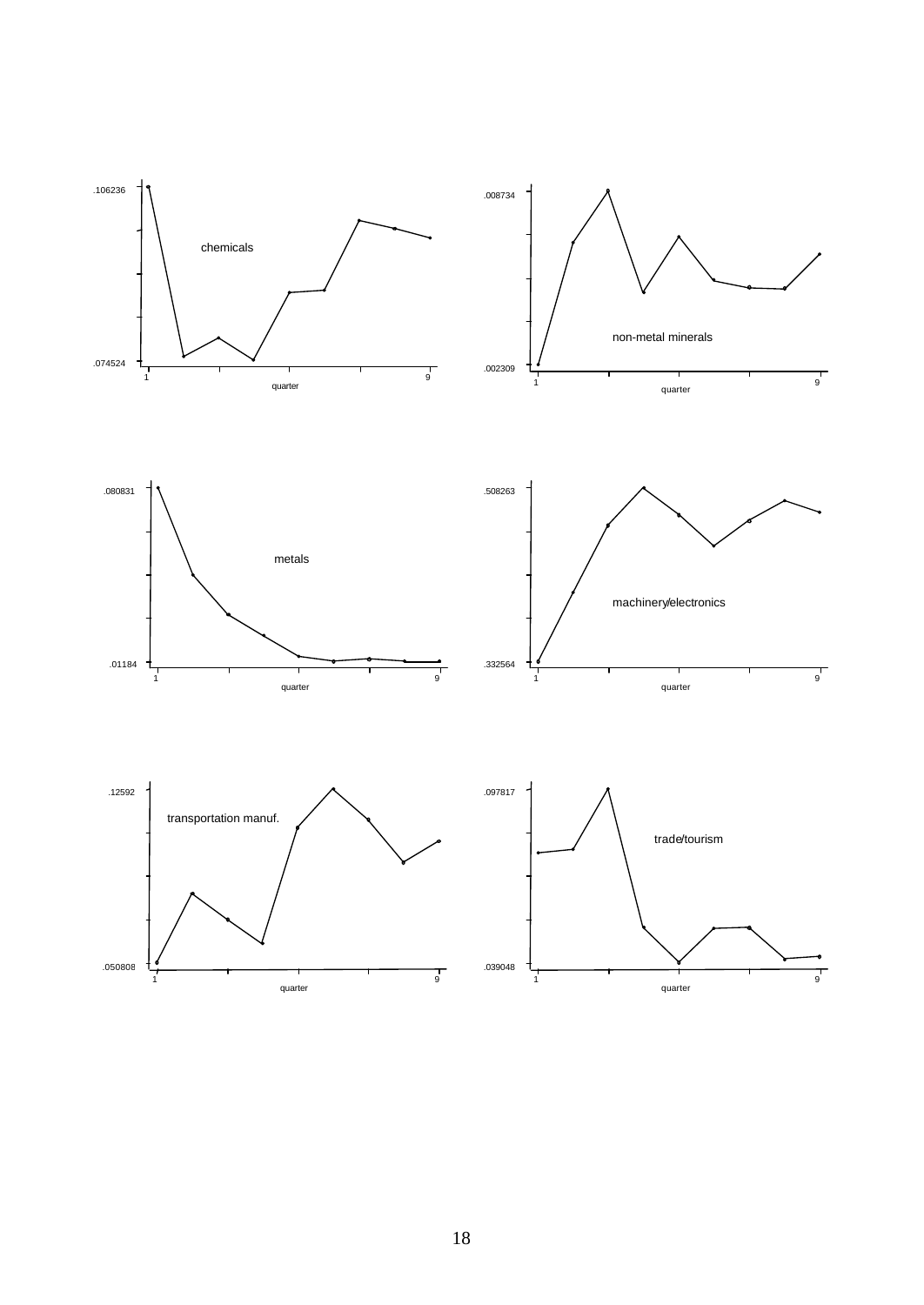chemicals

.106236

.074524

1 quarter 9

non-metal minerals

.008734

.002309

1 quarter 9

metals

.080831

.01184

1 quarter 9

machinery/electronics

.508263

.332564

1 quarter 9

transportation manuf.

.12592

.050808

1 quarter 9

trade/tourism

.097817

.039048

1 quarter 9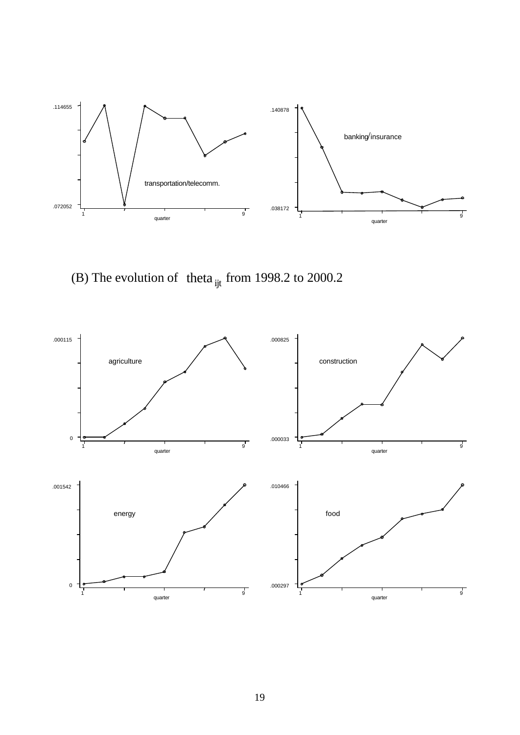(B) The evolution of $\theta_{ijt}$ from 1998.2 to 2000.2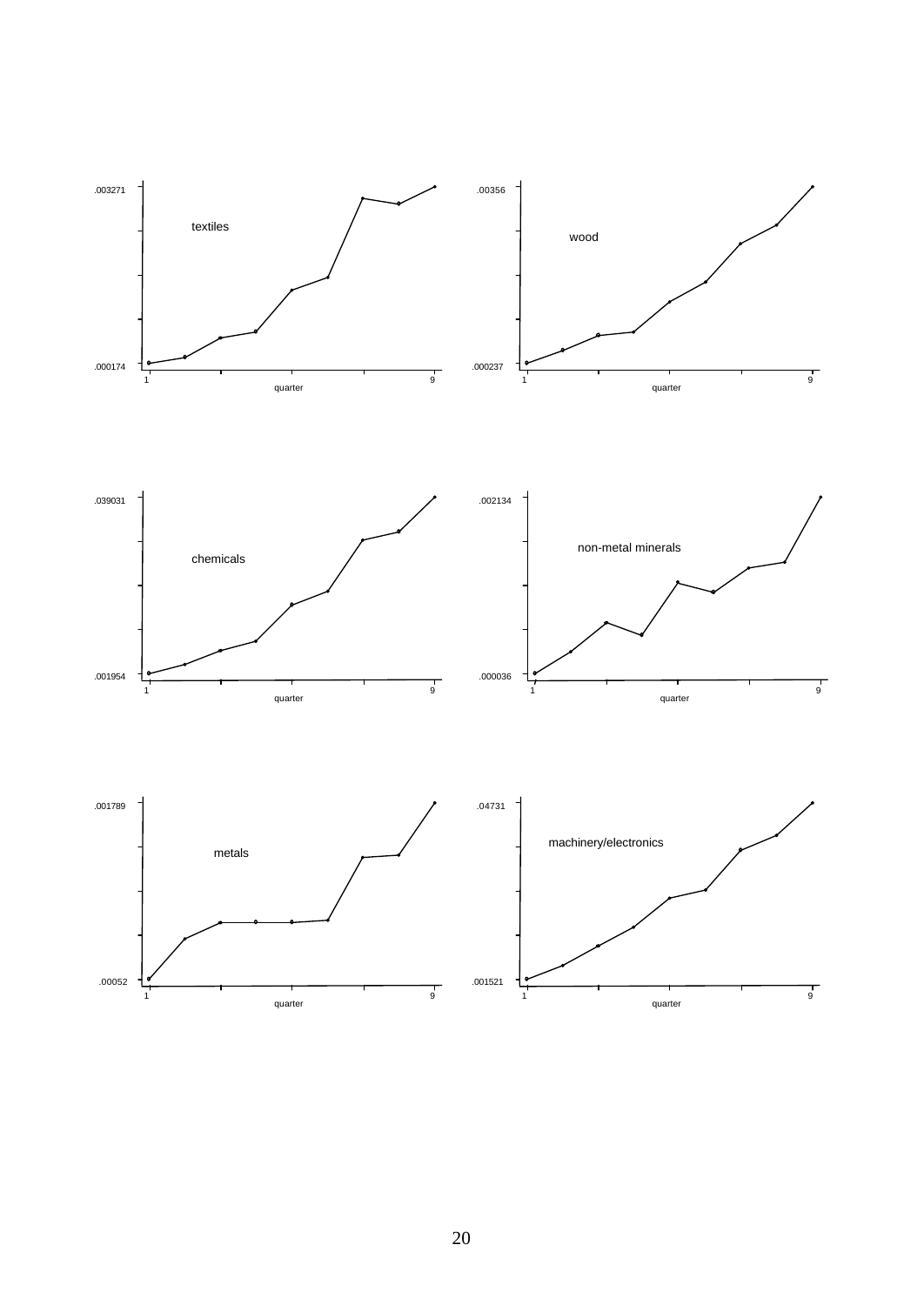.003271

textiles

.000174

1 quarter 9

.00356

wood

.000237

1 quarter 9

.039031

chemicals

.001954

1 quarter 9

.002134

non-metal minerals

.000036

1 quarter 9

.001789

metals

.00052

1 quarter 9

.04731

machinery/electronics

.001521

1 quarter 9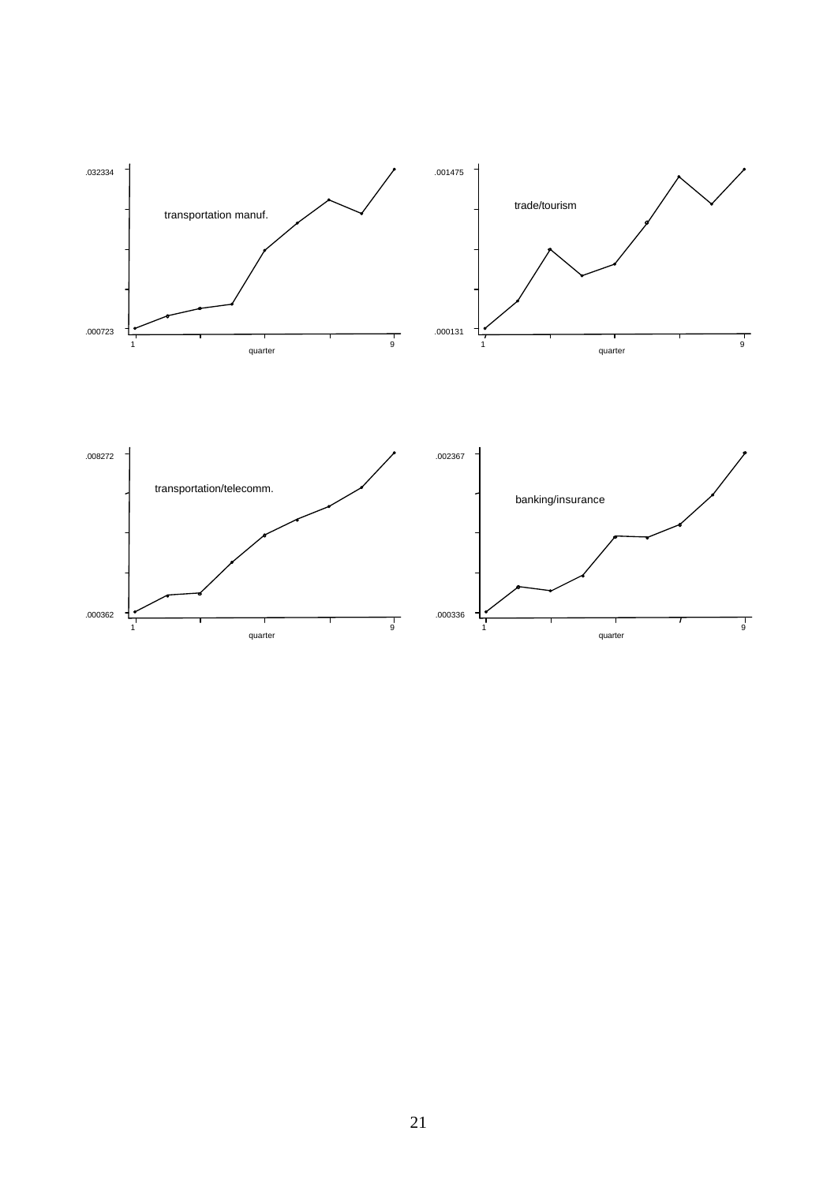.032334

transportation manuf.

.000723

1

quarter

9

.001475

trade/tourism

.000131

1

quarter

9

.008272

transportation/telecomm.

.000362

1

quarter

9

.002367

banking/insurance

.000336

1

quarter

9